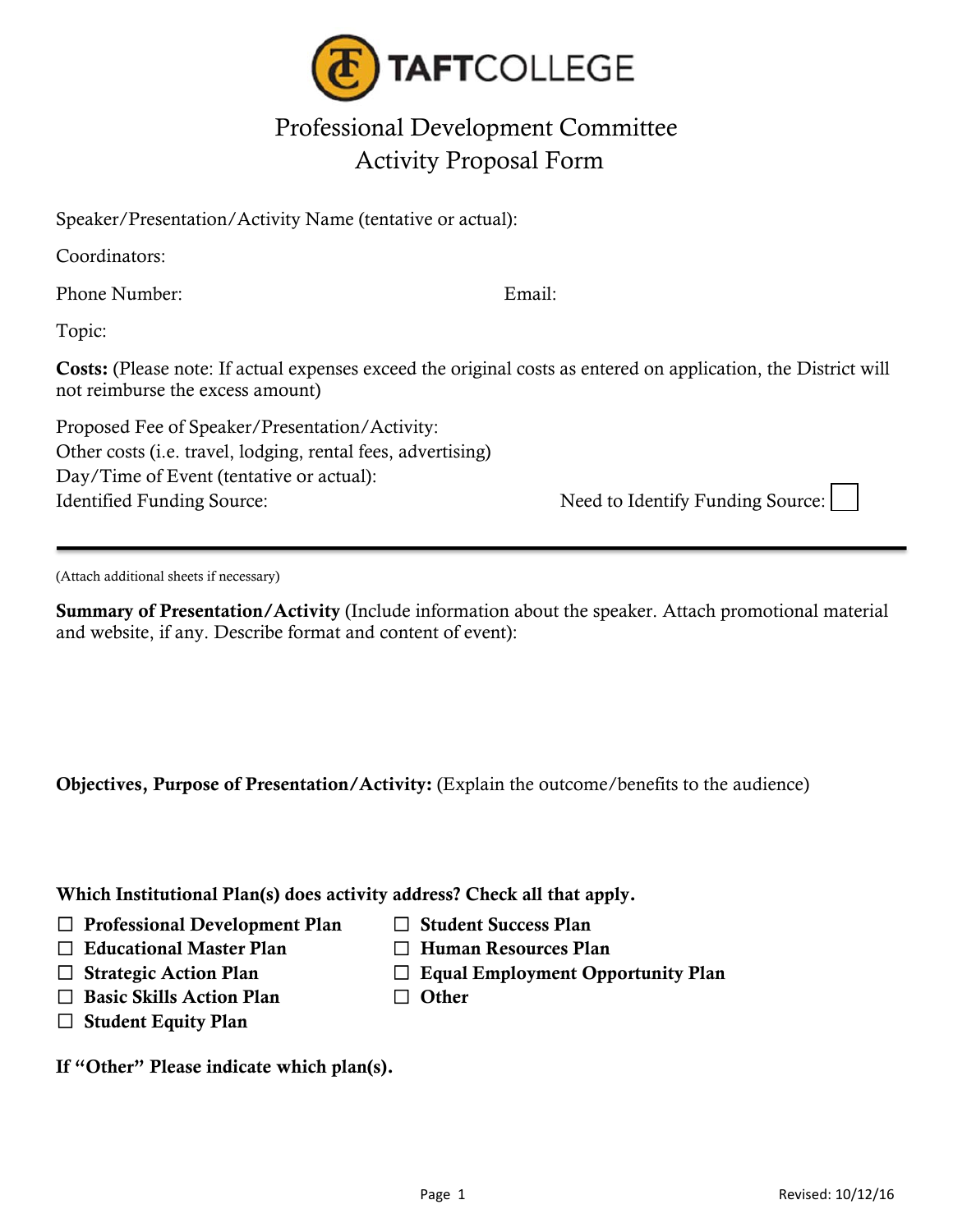# TAFTCOLLEGE

## Professional Development Committee
## Activity Proposal Form

Speaker/Presentation/Activity Name (tentative or actual):

Coordinators:

Phone Number: Email:

Topic:

**Costs:** (Please note: If actual expenses exceed the original costs as entered on application, the District will not reimburse the excess amount)

Proposed Fee of Speaker/Presentation/Activity:
Other costs (i.e. travel, lodging, rental fees, advertising)
Day/Time of Event (tentative or actual):
Identified Funding Source: Need to Identify Funding Source: ☐

---

(Attach additional sheets if necessary)

**Summary of Presentation/Activity** (Include information about the speaker. Attach promotional material and website, if any. Describe format and content of event):

**Objectives, Purpose of Presentation/Activity:** (Explain the outcome/benefits to the audience)

**Which Institutional Plan(s) does activity address? Check all that apply.**

- ☐ **Professional Development Plan**
- ☐ **Educational Master Plan**
- ☐ **Strategic Action Plan**
- ☐ **Basic Skills Action Plan**
- ☐ **Student Equity Plan**
- ☐ **Student Success Plan**
- ☐ **Human Resources Plan**
- ☐ **Equal Employment Opportunity Plan**
- ☐ **Other**

**If "Other" Please indicate which plan(s).**

Revised: 10/12/16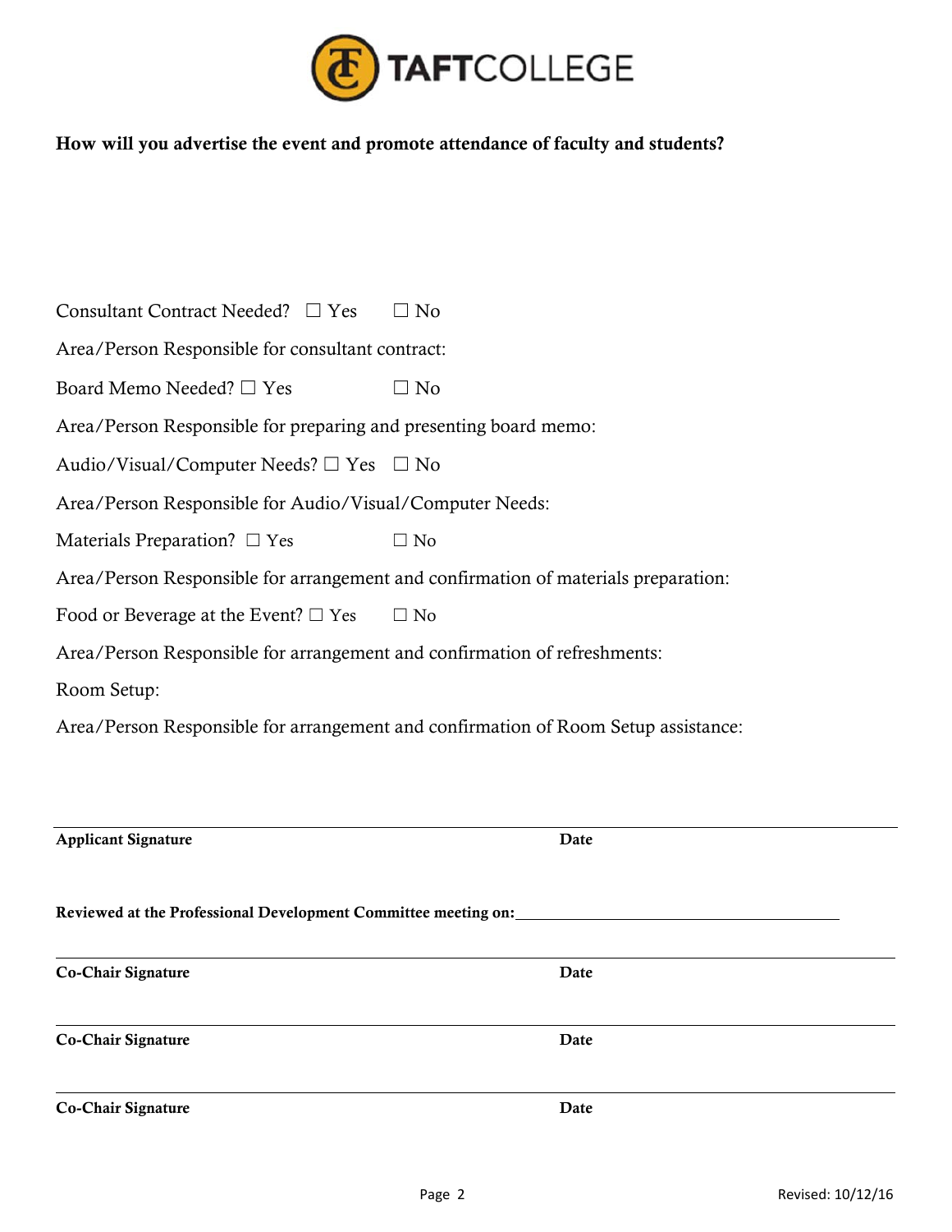**How will you advertise the event and promote attendance of faculty and students?**

Consultant Contract Needed? ☐ Yes ☐ No

Area/Person Responsible for consultant contract:

Board Memo Needed? ☐ Yes ☐ No

Area/Person Responsible for preparing and presenting board memo:

Audio/Visual/Computer Needs? ☐ Yes ☐ No

Area/Person Responsible for Audio/Visual/Computer Needs:

Materials Preparation? ☐ Yes ☐ No

Area/Person Responsible for arrangement and confirmation of materials preparation:

Food or Beverage at the Event? ☐ Yes ☐ No

Area/Person Responsible for arrangement and confirmation of refreshments:

Room Setup:

Area/Person Responsible for arrangement and confirmation of Room Setup assistance:

---

**Applicant Signature** **Date**

**Reviewed at the Professional Development Committee meeting on:**\_\_\_\_\_\_\_\_\_\_\_\_\_\_\_\_\_\_\_\_\_\_\_\_\_\_\_\_\_\_\_\_\_\_\_\_

---

**Co-Chair Signature** **Date**

---

**Co-Chair Signature** **Date**

---

**Co-Chair Signature** **Date**

Revised: 10/12/16